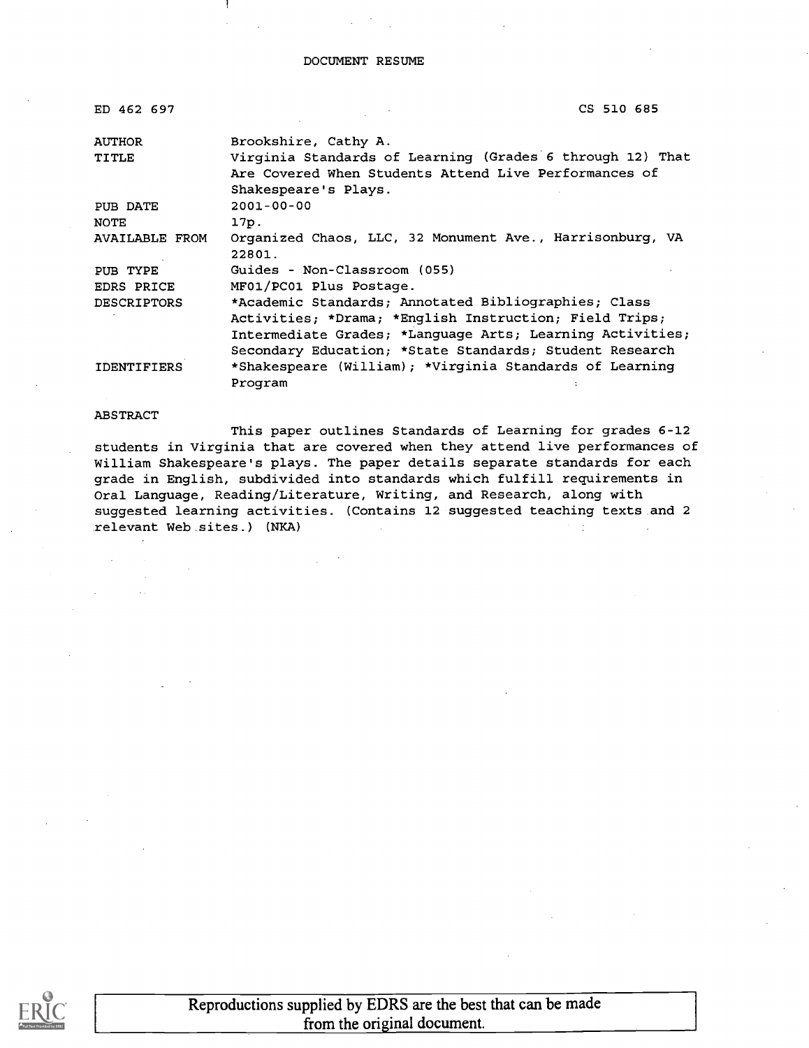DOCUMENT RESUME

| | |
|---|---|
| ED 462 697 | CS 510 685 |
| AUTHOR | Brookshire, Cathy A. |
| TITLE | Virginia Standards of Learning (Grades 6 through 12) That Are Covered When Students Attend Live Performances of Shakespeare's Plays. |
| PUB DATE | 2001-00-00 |
| NOTE | 17p. |
| AVAILABLE FROM | Organized Chaos, LLC, 32 Monument Ave., Harrisonburg, VA 22801. |
| PUB TYPE | Guides - Non-Classroom (055) |
| EDRS PRICE | MF01/PC01 Plus Postage. |
| DESCRIPTORS | *Academic Standards; Annotated Bibliographies; Class Activities; *Drama; *English Instruction; Field Trips; Intermediate Grades; *Language Arts; Learning Activities; Secondary Education; *State Standards; Student Research |
| IDENTIFIERS | *Shakespeare (William); *Virginia Standards of Learning Program |

ABSTRACT

This paper outlines Standards of Learning for grades 6-12 students in Virginia that are covered when they attend live performances of William Shakespeare's plays. The paper details separate standards for each grade in English, subdivided into standards which fulfill requirements in Oral Language, Reading/Literature, Writing, and Research, along with suggested learning activities. (Contains 12 suggested teaching texts and 2 relevant Web sites.) (NKA)

Reproductions supplied by EDRS are the best that can be made from the original document.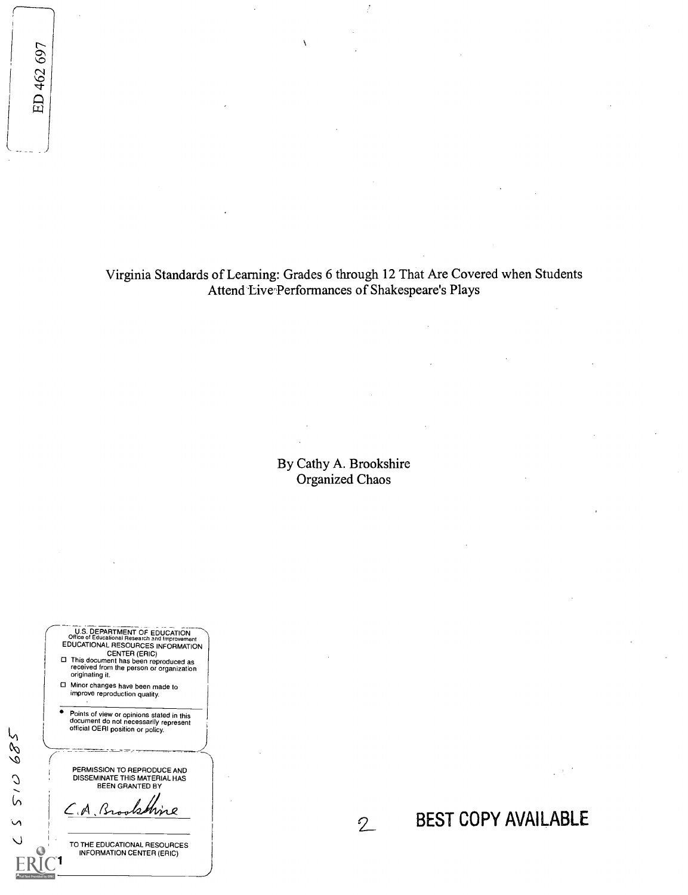ED 462 697

Virginia Standards of Learning: Grades 6 through 12 That Are Covered when Students Attend Live Performances of Shakespeare's Plays

By Cathy A. Brookshire
Organized Chaos

U.S. DEPARTMENT OF EDUCATION
Office of Educational Research and Improvement
EDUCATIONAL RESOURCES INFORMATION CENTER (ERIC)

- This document has been reproduced as received from the person or organization originating it.
- Minor changes have been made to improve reproduction quality.
- Points of view or opinions stated in this document do not necessarily represent official OERI position or policy.

PERMISSION TO REPRODUCE AND DISSEMINATE THIS MATERIAL HAS BEEN GRANTED BY

C. A. Brookshire

TO THE EDUCATIONAL RESOURCES INFORMATION CENTER (ERIC)

CS 510 685

BEST COPY AVAILABLE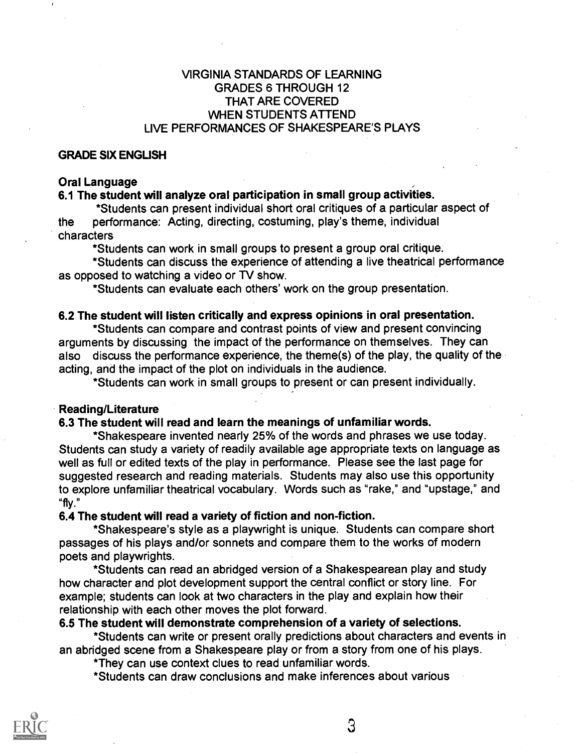# VIRGINIA STANDARDS OF LEARNING GRADES 6 THROUGH 12 THAT ARE COVERED WHEN STUDENTS ATTEND LIVE PERFORMANCES OF SHAKESPEARE'S PLAYS

## GRADE SIX ENGLISH

### Oral Language

**6.1 The student will analyze oral participation in small group activities.**

*Students can present individual short oral critiques of a particular aspect of the performance: Acting, directing, costuming, play's theme, individual characters

*Students can work in small groups to present a group oral critique.

*Students can discuss the experience of attending a live theatrical performance as opposed to watching a video or TV show.

*Students can evaluate each others' work on the group presentation.

**6.2 The student will listen critically and express opinions in oral presentation.**

*Students can compare and contrast points of view and present convincing arguments by discussing the impact of the performance on themselves. They can also discuss the performance experience, the theme(s) of the play, the quality of the acting, and the impact of the plot on individuals in the audience.

*Students can work in small groups to present or can present individually.

### Reading/Literature

**6.3 The student will read and learn the meanings of unfamiliar words.**

*Shakespeare invented nearly 25% of the words and phrases we use today. Students can study a variety of readily available age appropriate texts on language as well as full or edited texts of the play in performance. Please see the last page for suggested research and reading materials. Students may also use this opportunity to explore unfamiliar theatrical vocabulary. Words such as "rake," and "upstage," and "fly."

**6.4 The student will read a variety of fiction and non-fiction.**

*Shakespeare's style as a playwright is unique. Students can compare short passages of his plays and/or sonnets and compare them to the works of modern poets and playwrights.

*Students can read an abridged version of a Shakespearean play and study how character and plot development support the central conflict or story line. For example; students can look at two characters in the play and explain how their relationship with each other moves the plot forward.

**6.5 The student will demonstrate comprehension of a variety of selections.**

*Students can write or present orally predictions about characters and events in an abridged scene from a Shakespeare play or from a story from one of his plays.

*They can use context clues to read unfamiliar words.

*Students can draw conclusions and make inferences about various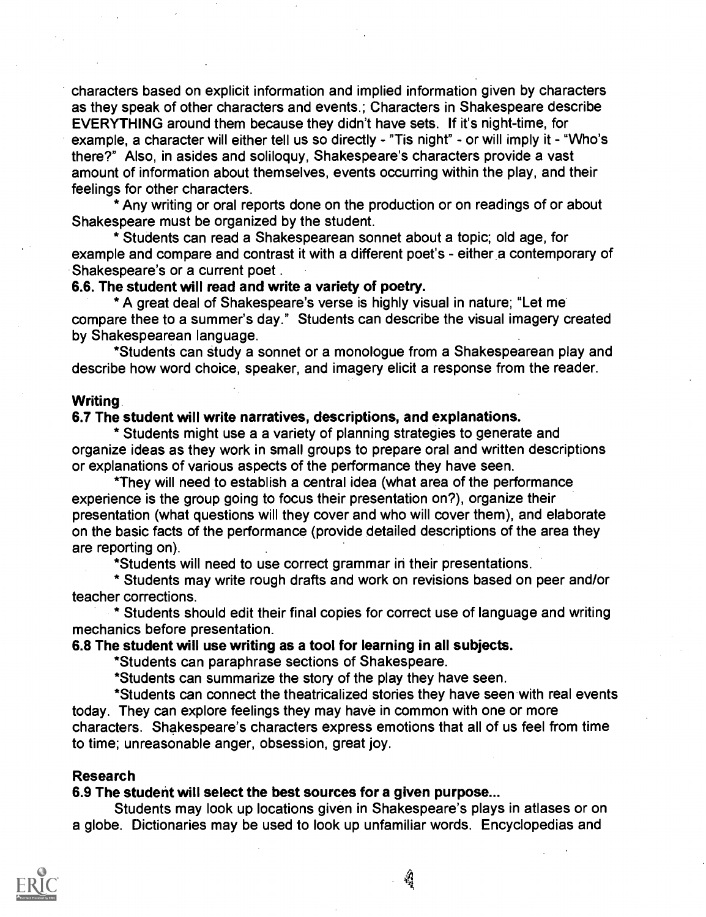characters based on explicit information and implied information given by characters as they speak of other characters and events.; Characters in Shakespeare describe EVERYTHING around them because they didn't have sets. If it's night-time, for example, a character will either tell us so directly - "Tis night" - or will imply it - "Who's there?" Also, in asides and soliloquy, Shakespeare's characters provide a vast amount of information about themselves, events occurring within the play, and their feelings for other characters.

* Any writing or oral reports done on the production or on readings of or about Shakespeare must be organized by the student.

* Students can read a Shakespearean sonnet about a topic; old age, for example and compare and contrast it with a different poet's - either a contemporary of Shakespeare's or a current poet .

**6.6. The student will read and write a variety of poetry.**

* A great deal of Shakespeare's verse is highly visual in nature; "Let me compare thee to a summer's day." Students can describe the visual imagery created by Shakespearean language.

*Students can study a sonnet or a monologue from a Shakespearean play and describe how word choice, speaker, and imagery elicit a response from the reader.

### Writing

**6.7 The student will write narratives, descriptions, and explanations.**

* Students might use a a variety of planning strategies to generate and organize ideas as they work in small groups to prepare oral and written descriptions or explanations of various aspects of the performance they have seen.

*They will need to establish a central idea (what area of the performance experience is the group going to focus their presentation on?), organize their presentation (what questions will they cover and who will cover them), and elaborate on the basic facts of the performance (provide detailed descriptions of the area they are reporting on).

*Students will need to use correct grammar in their presentations.

* Students may write rough drafts and work on revisions based on peer and/or teacher corrections.

* Students should edit their final copies for correct use of language and writing mechanics before presentation.

**6.8 The student will use writing as a tool for learning in all subjects.**

*Students can paraphrase sections of Shakespeare.

*Students can summarize the story of the play they have seen.

*Students can connect the theatricalized stories they have seen with real events today. They can explore feelings they may have in common with one or more characters. Shakespeare's characters express emotions that all of us feel from time to time; unreasonable anger, obsession, great joy.

### Research

**6.9 The student will select the best sources for a given purpose...**

Students may look up locations given in Shakespeare's plays in atlases or on a globe. Dictionaries may be used to look up unfamiliar words. Encyclopedias and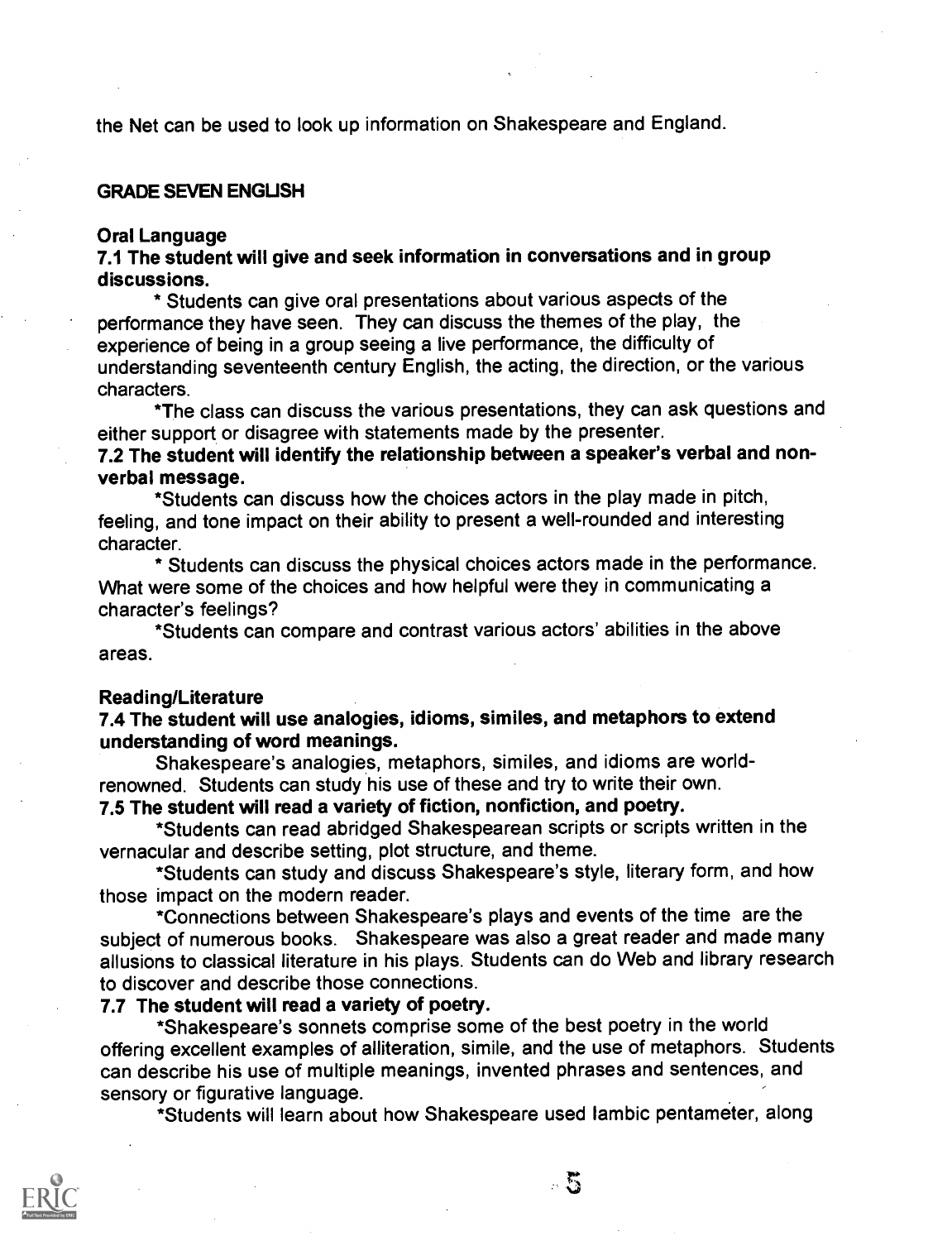the Net can be used to look up information on Shakespeare and England.

## GRADE SEVEN ENGLISH

### Oral Language

**7.1 The student will give and seek information in conversations and in group discussions.**

* Students can give oral presentations about various aspects of the performance they have seen. They can discuss the themes of the play, the experience of being in a group seeing a live performance, the difficulty of understanding seventeenth century English, the acting, the direction, or the various characters.

*The class can discuss the various presentations, they can ask questions and either support or disagree with statements made by the presenter.

**7.2 The student will identify the relationship between a speaker's verbal and non-verbal message.**

*Students can discuss how the choices actors in the play made in pitch, feeling, and tone impact on their ability to present a well-rounded and interesting character.

* Students can discuss the physical choices actors made in the performance. What were some of the choices and how helpful were they in communicating a character's feelings?

*Students can compare and contrast various actors' abilities in the above areas.

### Reading/Literature

**7.4 The student will use analogies, idioms, similes, and metaphors to extend understanding of word meanings.**

Shakespeare's analogies, metaphors, similes, and idioms are world-renowned. Students can study his use of these and try to write their own.

**7.5 The student will read a variety of fiction, nonfiction, and poetry.**

*Students can read abridged Shakespearean scripts or scripts written in the vernacular and describe setting, plot structure, and theme.

*Students can study and discuss Shakespeare's style, literary form, and how those impact on the modern reader.

*Connections between Shakespeare's plays and events of the time are the subject of numerous books. Shakespeare was also a great reader and made many allusions to classical literature in his plays. Students can do Web and library research to discover and describe those connections.

**7.7 The student will read a variety of poetry.**

*Shakespeare's sonnets comprise some of the best poetry in the world offering excellent examples of alliteration, simile, and the use of metaphors. Students can describe his use of multiple meanings, invented phrases and sentences, and sensory or figurative language.

*Students will learn about how Shakespeare used Iambic pentameter, along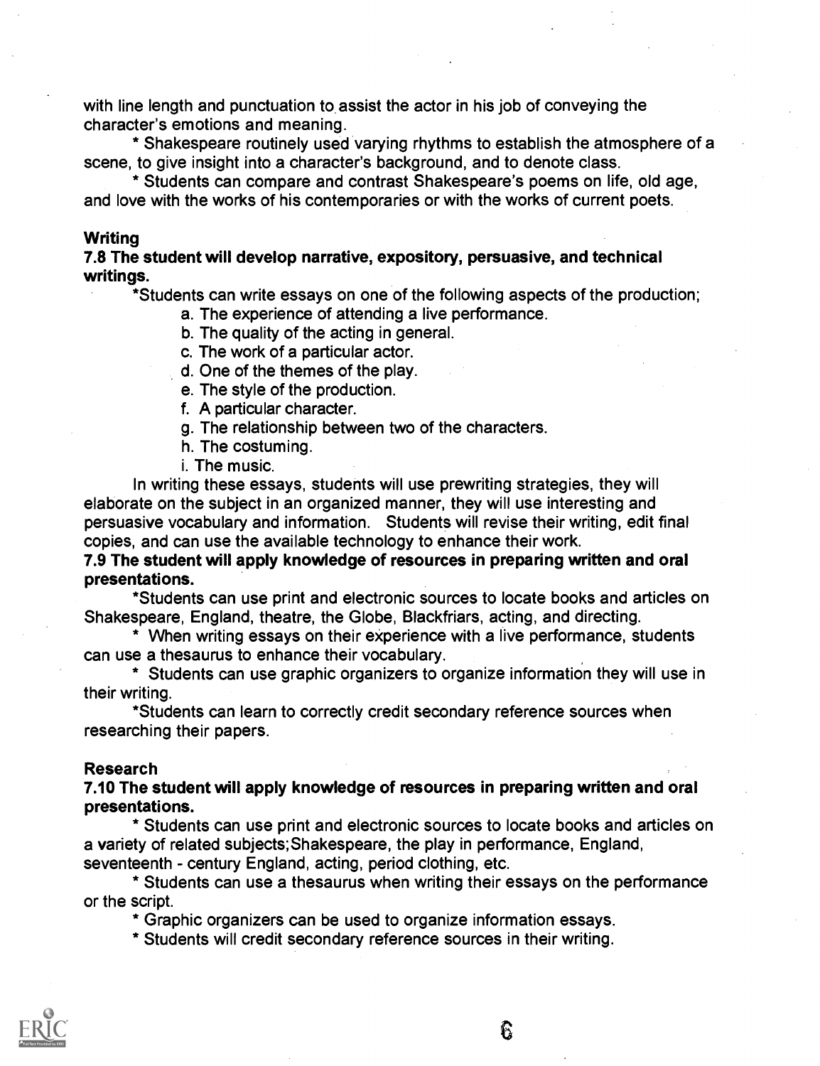with line length and punctuation to assist the actor in his job of conveying the character's emotions and meaning.

* Shakespeare routinely used varying rhythms to establish the atmosphere of a scene, to give insight into a character's background, and to denote class.

* Students can compare and contrast Shakespeare's poems on life, old age, and love with the works of his contemporaries or with the works of current poets.

### Writing

**7.8 The student will develop narrative, expository, persuasive, and technical writings.**

*Students can write essays on one of the following aspects of the production;

a. The experience of attending a live performance.
b. The quality of the acting in general.
c. The work of a particular actor.
d. One of the themes of the play.
e. The style of the production.
f. A particular character.
g. The relationship between two of the characters.
h. The costuming.
i. The music.

In writing these essays, students will use prewriting strategies, they will elaborate on the subject in an organized manner, they will use interesting and persuasive vocabulary and information. Students will revise their writing, edit final copies, and can use the available technology to enhance their work.

**7.9 The student will apply knowledge of resources in preparing written and oral presentations.**

*Students can use print and electronic sources to locate books and articles on Shakespeare, England, theatre, the Globe, Blackfriars, acting, and directing.

* When writing essays on their experience with a live performance, students can use a thesaurus to enhance their vocabulary.

* Students can use graphic organizers to organize information they will use in their writing.

*Students can learn to correctly credit secondary reference sources when researching their papers.

### Research

**7.10 The student will apply knowledge of resources in preparing written and oral presentations.**

* Students can use print and electronic sources to locate books and articles on a variety of related subjects;Shakespeare, the play in performance, England, seventeenth - century England, acting, period clothing, etc.

* Students can use a thesaurus when writing their essays on the performance or the script.

* Graphic organizers can be used to organize information essays.

* Students will credit secondary reference sources in their writing.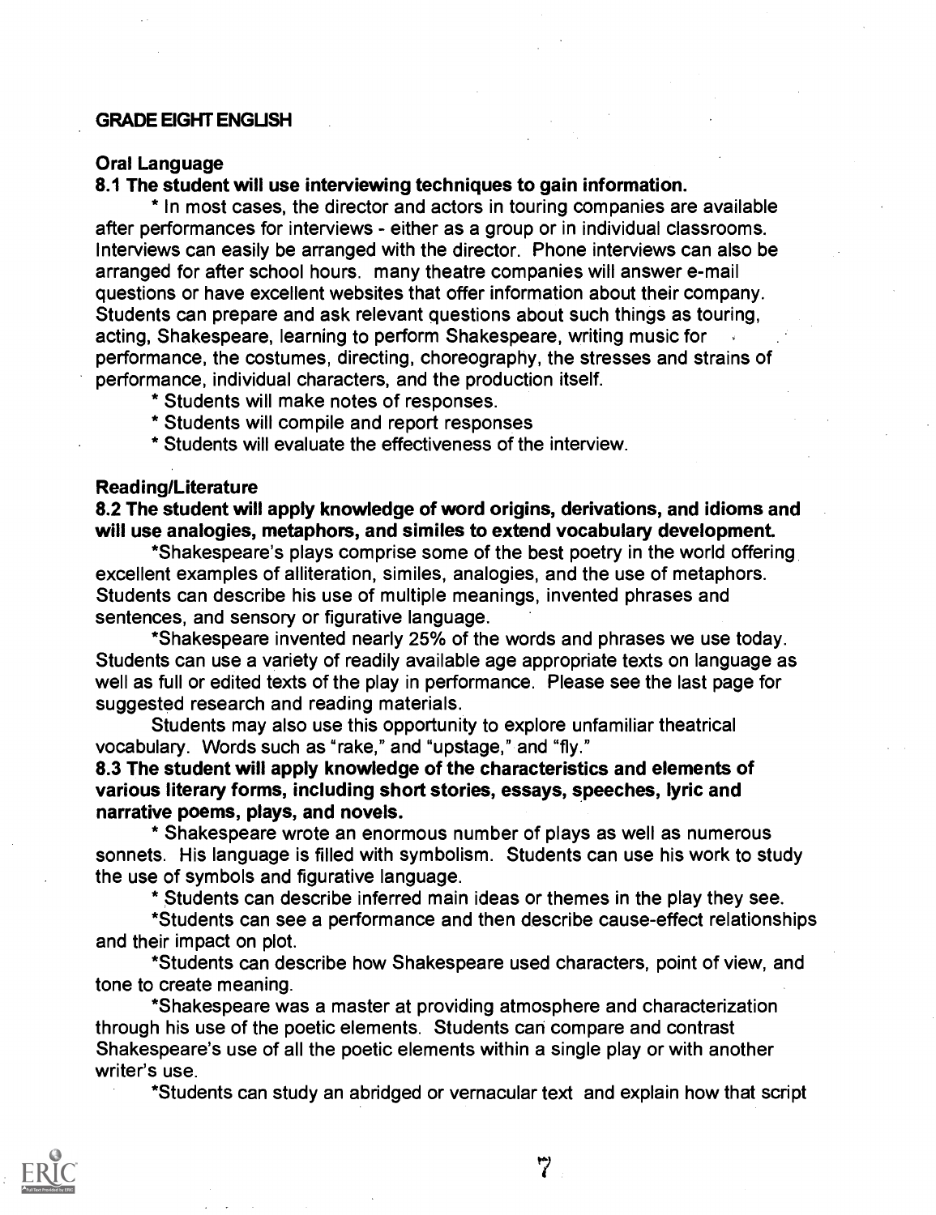## GRADE EIGHT ENGLISH

### Oral Language

**8.1 The student will use interviewing techniques to gain information.**

* In most cases, the director and actors in touring companies are available after performances for interviews - either as a group or in individual classrooms. Interviews can easily be arranged with the director. Phone interviews can also be arranged for after school hours. many theatre companies will answer e-mail questions or have excellent websites that offer information about their company. Students can prepare and ask relevant questions about such things as touring, acting, Shakespeare, learning to perform Shakespeare, writing music for performance, the costumes, directing, choreography, the stresses and strains of performance, individual characters, and the production itself.

* Students will make notes of responses.
* Students will compile and report responses
* Students will evaluate the effectiveness of the interview.

### Reading/Literature

**8.2 The student will apply knowledge of word origins, derivations, and idioms and will use analogies, metaphors, and similes to extend vocabulary development.**

*Shakespeare's plays comprise some of the best poetry in the world offering excellent examples of alliteration, similes, analogies, and the use of metaphors. Students can describe his use of multiple meanings, invented phrases and sentences, and sensory or figurative language.

*Shakespeare invented nearly 25% of the words and phrases we use today. Students can use a variety of readily available age appropriate texts on language as well as full or edited texts of the play in performance. Please see the last page for suggested research and reading materials.

Students may also use this opportunity to explore unfamiliar theatrical vocabulary. Words such as "rake," and "upstage," and "fly."

**8.3 The student will apply knowledge of the characteristics and elements of various literary forms, including short stories, essays, speeches, lyric and narrative poems, plays, and novels.**

* Shakespeare wrote an enormous number of plays as well as numerous sonnets. His language is filled with symbolism. Students can use his work to study the use of symbols and figurative language.

* Students can describe inferred main ideas or themes in the play they see.

*Students can see a performance and then describe cause-effect relationships and their impact on plot.

*Students can describe how Shakespeare used characters, point of view, and tone to create meaning.

*Shakespeare was a master at providing atmosphere and characterization through his use of the poetic elements. Students can compare and contrast Shakespeare's use of all the poetic elements within a single play or with another writer's use.

*Students can study an abridged or vernacular text and explain how that script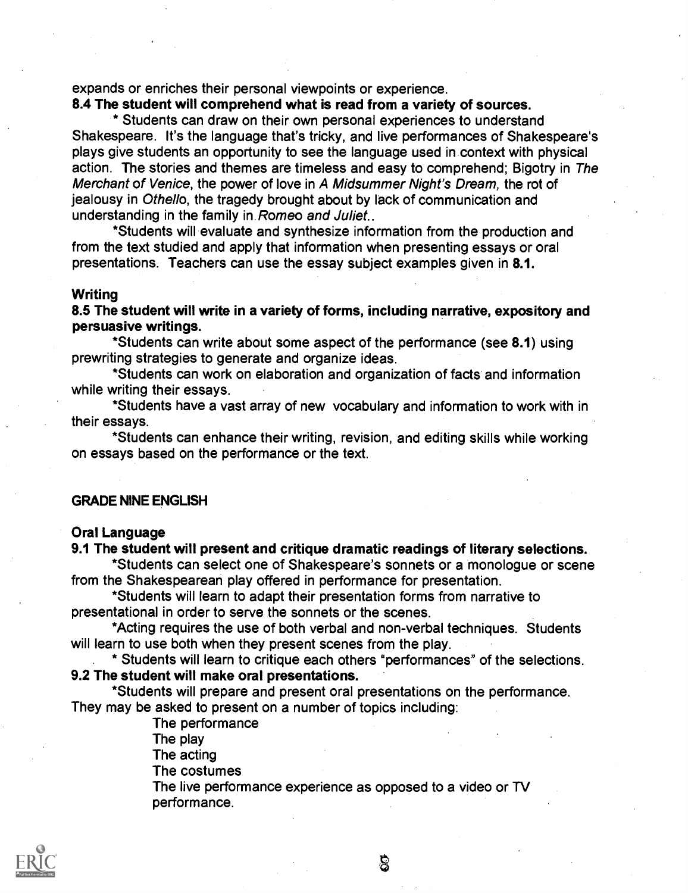expands or enriches their personal viewpoints or experience.

**8.4 The student will comprehend what is read from a variety of sources.**

* Students can draw on their own personal experiences to understand Shakespeare. It's the language that's tricky, and live performances of Shakespeare's plays give students an opportunity to see the language used in context with physical action. The stories and themes are timeless and easy to comprehend; Bigotry in *The Merchant of Venice*, the power of love in *A Midsummer Night's Dream*, the rot of jealousy in *Othello*, the tragedy brought about by lack of communication and understanding in the family in *Romeo and Juliet*..

*Students will evaluate and synthesize information from the production and from the text studied and apply that information when presenting essays or oral presentations. Teachers can use the essay subject examples given in **8.1.**

**Writing**

**8.5 The student will write in a variety of forms, including narrative, expository and persuasive writings.**

*Students can write about some aspect of the performance (see **8.1**) using prewriting strategies to generate and organize ideas.

*Students can work on elaboration and organization of facts and information while writing their essays.

*Students have a vast array of new vocabulary and information to work with in their essays.

*Students can enhance their writing, revision, and editing skills while working on essays based on the performance or the text.

GRADE NINE ENGLISH

**Oral Language**

**9.1 The student will present and critique dramatic readings of literary selections.**

*Students can select one of Shakespeare's sonnets or a monologue or scene from the Shakespearean play offered in performance for presentation.

*Students will learn to adapt their presentation forms from narrative to presentational in order to serve the sonnets or the scenes.

*Acting requires the use of both verbal and non-verbal techniques. Students will learn to use both when they present scenes from the play.

* Students will learn to critique each others "performances" of the selections.

**9.2 The student will make oral presentations.**

*Students will prepare and present oral presentations on the performance. They may be asked to present on a number of topics including:

The performance
The play
The acting
The costumes
The live performance experience as opposed to a video or TV performance.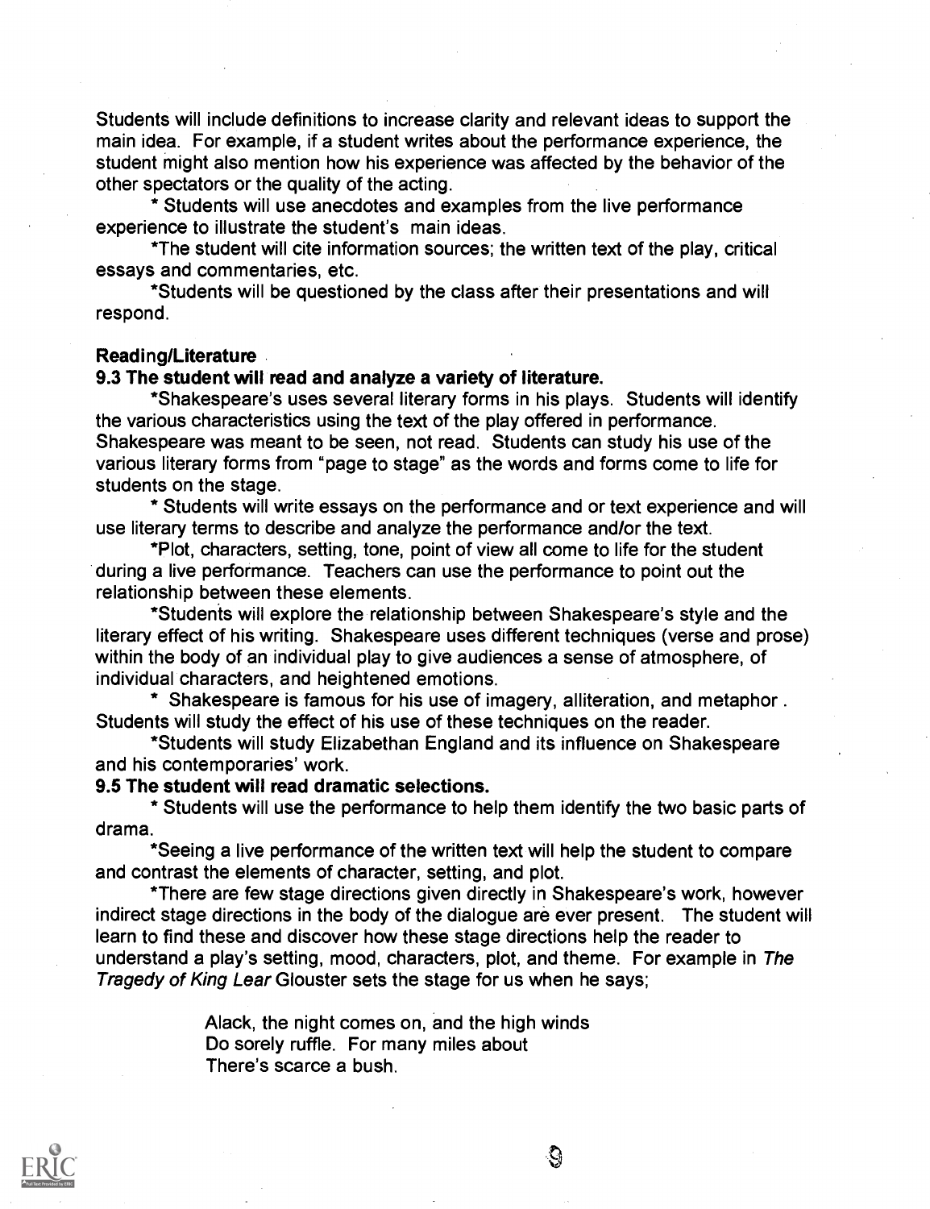Students will include definitions to increase clarity and relevant ideas to support the main idea. For example, if a student writes about the performance experience, the student might also mention how his experience was affected by the behavior of the other spectators or the quality of the acting.

\* Students will use anecdotes and examples from the live performance experience to illustrate the student's main ideas.

\*The student will cite information sources; the written text of the play, critical essays and commentaries, etc.

\*Students will be questioned by the class after their presentations and will respond.

**Reading/Literature**

**9.3 The student will read and analyze a variety of literature.**

\*Shakespeare's uses several literary forms in his plays. Students will identify the various characteristics using the text of the play offered in performance. Shakespeare was meant to be seen, not read. Students can study his use of the various literary forms from "page to stage" as the words and forms come to life for students on the stage.

\* Students will write essays on the performance and or text experience and will use literary terms to describe and analyze the performance and/or the text.

\*Plot, characters, setting, tone, point of view all come to life for the student during a live performance. Teachers can use the performance to point out the relationship between these elements.

\*Students will explore the relationship between Shakespeare's style and the literary effect of his writing. Shakespeare uses different techniques (verse and prose) within the body of an individual play to give audiences a sense of atmosphere, of individual characters, and heightened emotions.

\* Shakespeare is famous for his use of imagery, alliteration, and metaphor . Students will study the effect of his use of these techniques on the reader.

\*Students will study Elizabethan England and its influence on Shakespeare and his contemporaries' work.

**9.5 The student will read dramatic selections.**

\* Students will use the performance to help them identify the two basic parts of drama.

\*Seeing a live performance of the written text will help the student to compare and contrast the elements of character, setting, and plot.

\*There are few stage directions given directly in Shakespeare's work, however indirect stage directions in the body of the dialogue are ever present. The student will learn to find these and discover how these stage directions help the reader to understand a play's setting, mood, characters, plot, and theme. For example in *The Tragedy of King Lear* Glouster sets the stage for us when he says;

> Alack, the night comes on, and the high winds
> Do sorely ruffle. For many miles about
> There's scarce a bush.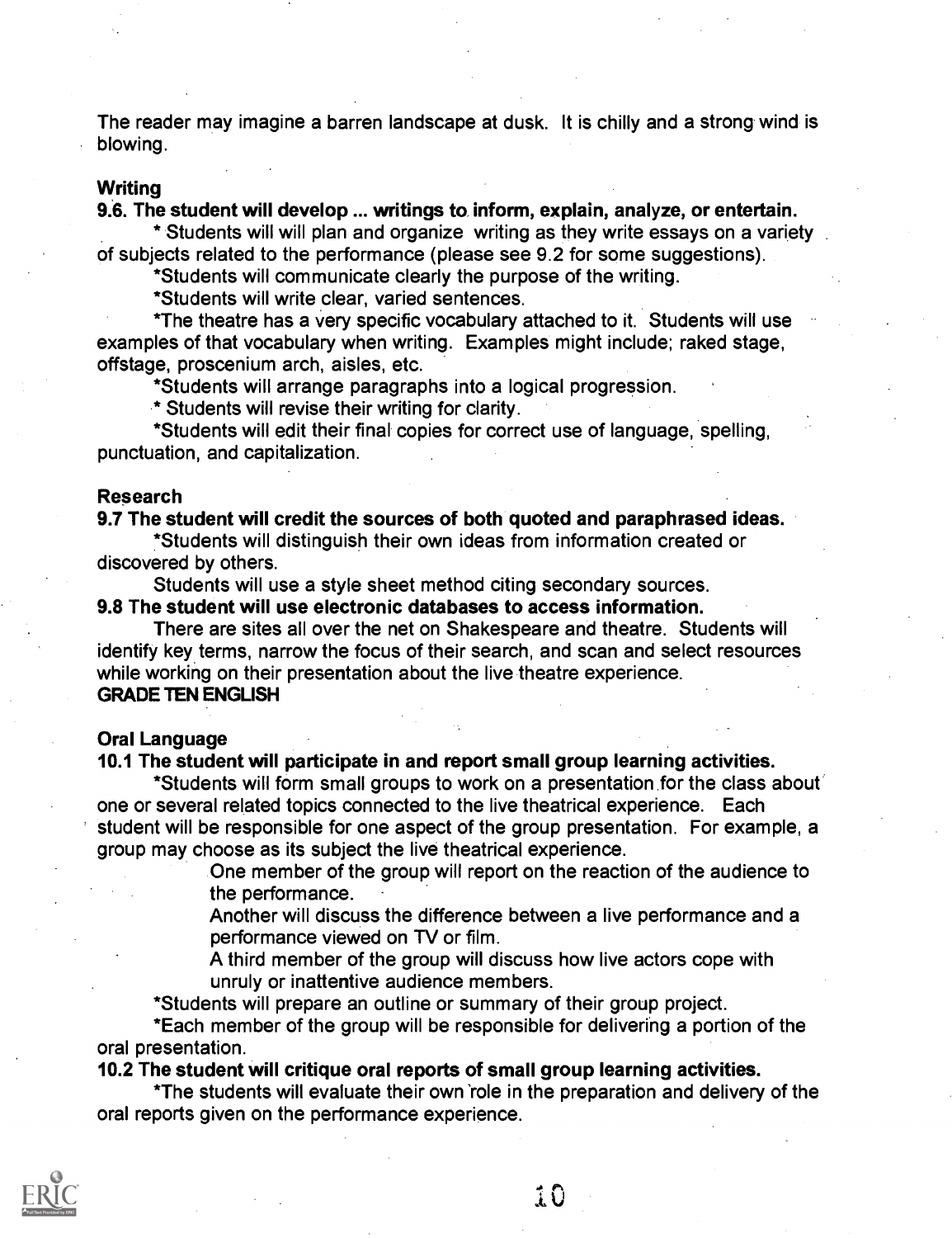The reader may imagine a barren landscape at dusk. It is chilly and a strong wind is blowing.

### Writing

**9.6. The student will develop ... writings to inform, explain, analyze, or entertain.**

* Students will will plan and organize writing as they write essays on a variety of subjects related to the performance (please see 9.2 for some suggestions).

*Students will communicate clearly the purpose of the writing.

*Students will write clear, varied sentences.

*The theatre has a very specific vocabulary attached to it. Students will use examples of that vocabulary when writing. Examples might include; raked stage, offstage, proscenium arch, aisles, etc.

*Students will arrange paragraphs into a logical progression.

* Students will revise their writing for clarity.

*Students will edit their final copies for correct use of language, spelling, punctuation, and capitalization.

### Research

**9.7 The student will credit the sources of both quoted and paraphrased ideas.**

*Students will distinguish their own ideas from information created or discovered by others.

Students will use a style sheet method citing secondary sources.

**9.8 The student will use electronic databases to access information.**

There are sites all over the net on Shakespeare and theatre. Students will identify key terms, narrow the focus of their search, and scan and select resources while working on their presentation about the live theatre experience.

## GRADE TEN ENGLISH

### Oral Language

**10.1 The student will participate in and report small group learning activities.**

*Students will form small groups to work on a presentation for the class about one or several related topics connected to the live theatrical experience. Each student will be responsible for one aspect of the group presentation. For example, a group may choose as its subject the live theatrical experience.

One member of the group will report on the reaction of the audience to the performance.

Another will discuss the difference between a live performance and a performance viewed on TV or film.

A third member of the group will discuss how live actors cope with unruly or inattentive audience members.

*Students will prepare an outline or summary of their group project.

*Each member of the group will be responsible for delivering a portion of the oral presentation.

**10.2 The student will critique oral reports of small group learning activities.**

*The students will evaluate their own role in the preparation and delivery of the oral reports given on the performance experience.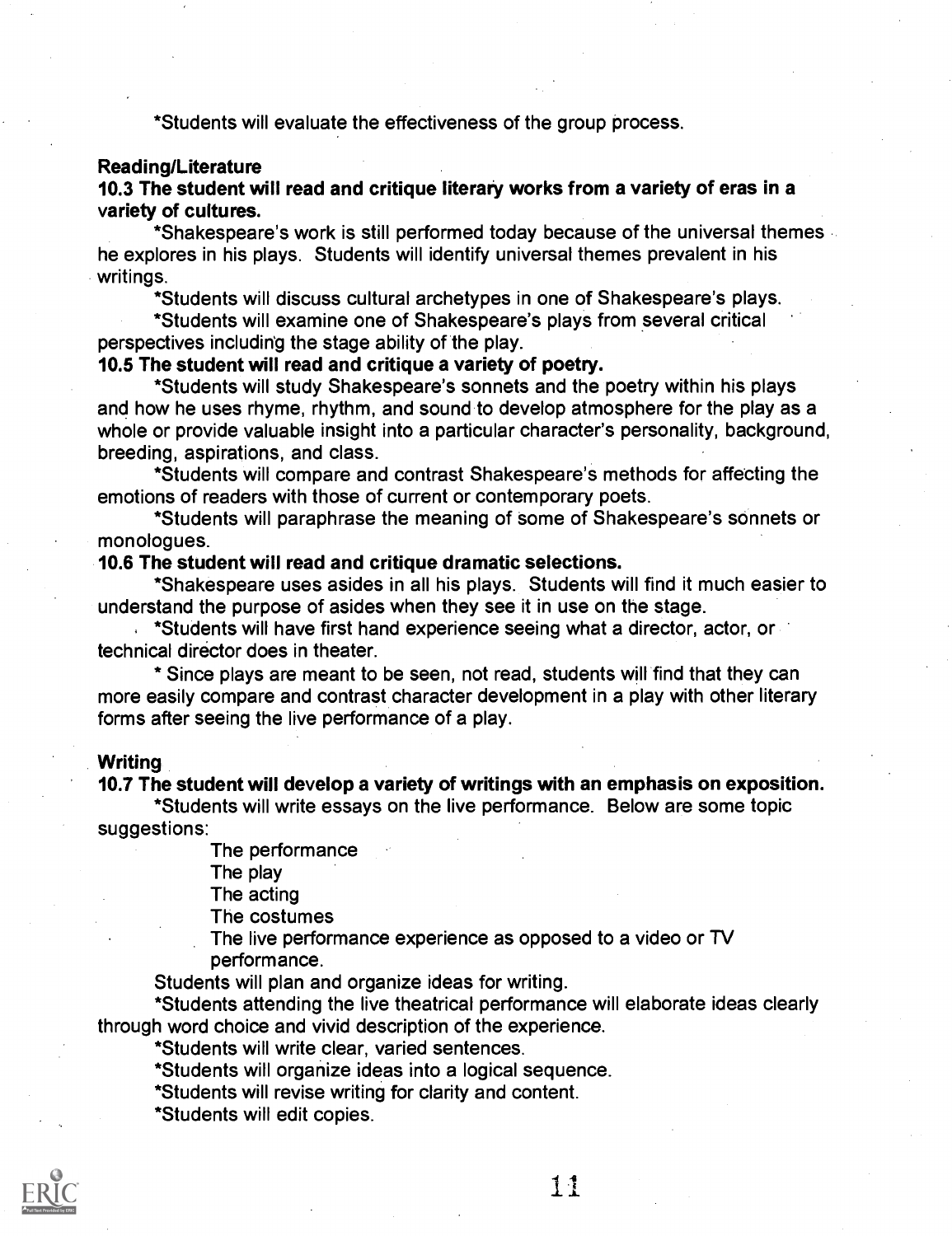*Students will evaluate the effectiveness of the group process.

**Reading/Literature**

**10.3 The student will read and critique literary works from a variety of eras in a variety of cultures.**

*Shakespeare's work is still performed today because of the universal themes he explores in his plays. Students will identify universal themes prevalent in his writings.

*Students will discuss cultural archetypes in one of Shakespeare's plays.

*Students will examine one of Shakespeare's plays from several critical perspectives including the stage ability of the play.

**10.5 The student will read and critique a variety of poetry.**

*Students will study Shakespeare's sonnets and the poetry within his plays and how he uses rhyme, rhythm, and sound to develop atmosphere for the play as a whole or provide valuable insight into a particular character's personality, background, breeding, aspirations, and class.

*Students will compare and contrast Shakespeare's methods for affecting the emotions of readers with those of current or contemporary poets.

*Students will paraphrase the meaning of some of Shakespeare's sonnets or monologues.

**10.6 The student will read and critique dramatic selections.**

*Shakespeare uses asides in all his plays. Students will find it much easier to understand the purpose of asides when they see it in use on the stage.

*Students will have first hand experience seeing what a director, actor, or technical director does in theater.

* Since plays are meant to be seen, not read, students will find that they can more easily compare and contrast character development in a play with other literary forms after seeing the live performance of a play.

**Writing**

**10.7 The student will develop a variety of writings with an emphasis on exposition.**

*Students will write essays on the live performance. Below are some topic suggestions:

The performance
The play
The acting
The costumes
The live performance experience as opposed to a video or TV performance.

Students will plan and organize ideas for writing.

*Students attending the live theatrical performance will elaborate ideas clearly through word choice and vivid description of the experience.

*Students will write clear, varied sentences.

*Students will organize ideas into a logical sequence.

*Students will revise writing for clarity and content.

*Students will edit copies.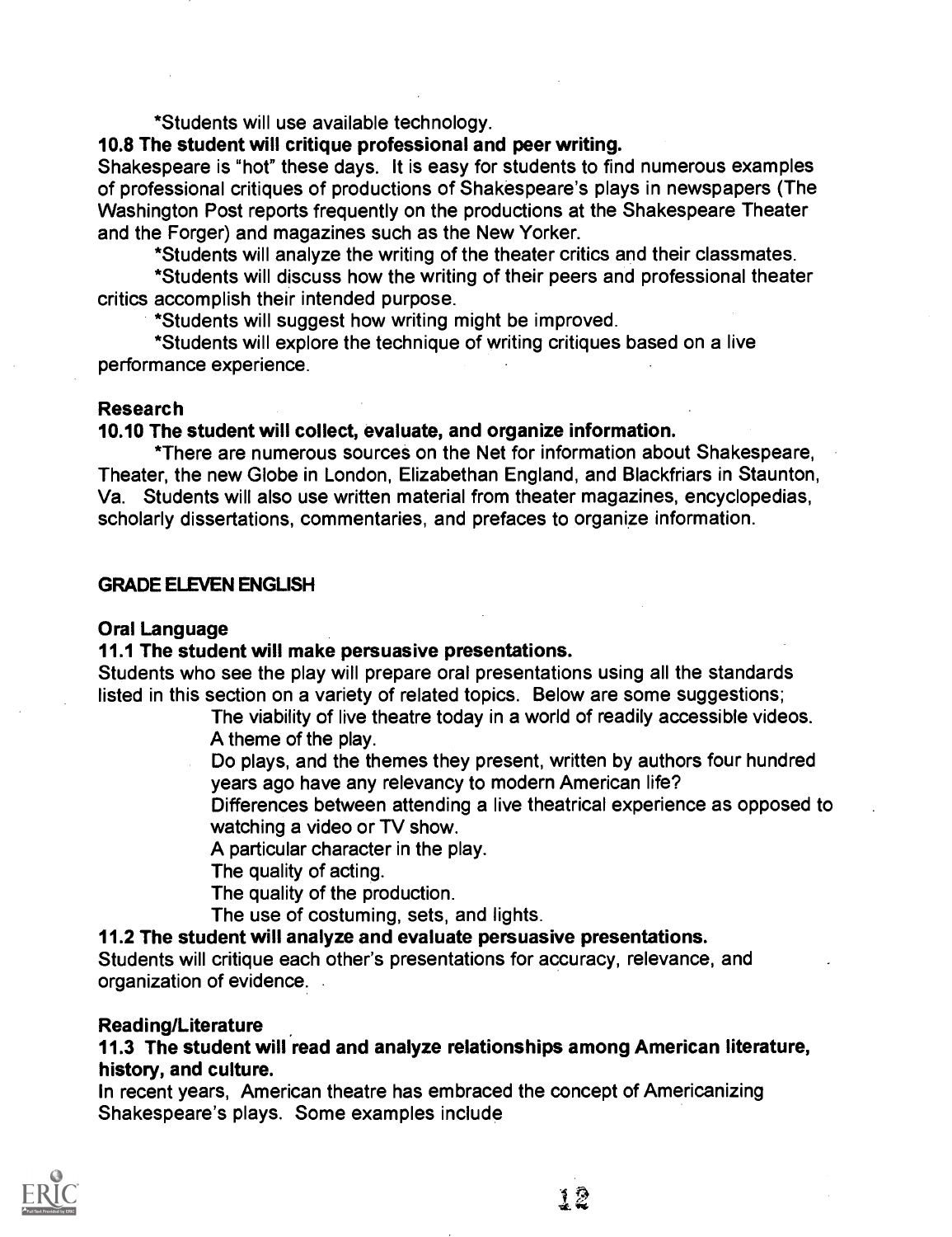*Students will use available technology.

**10.8 The student will critique professional and peer writing.**

Shakespeare is "hot" these days. It is easy for students to find numerous examples of professional critiques of productions of Shakespeare's plays in newspapers (The Washington Post reports frequently on the productions at the Shakespeare Theater and the Forger) and magazines such as the New Yorker.

*Students will analyze the writing of the theater critics and their classmates.

*Students will discuss how the writing of their peers and professional theater critics accomplish their intended purpose.

*Students will suggest how writing might be improved.

*Students will explore the technique of writing critiques based on a live performance experience.

**Research**

**10.10 The student will collect, evaluate, and organize information.**

*There are numerous sources on the Net for information about Shakespeare, Theater, the new Globe in London, Elizabethan England, and Blackfriars in Staunton, Va. Students will also use written material from theater magazines, encyclopedias, scholarly dissertations, commentaries, and prefaces to organize information.

## GRADE ELEVEN ENGLISH

**Oral Language**

**11.1 The student will make persuasive presentations.**

Students who see the play will prepare oral presentations using all the standards listed in this section on a variety of related topics. Below are some suggestions;

The viability of live theatre today in a world of readily accessible videos.
A theme of the play.
Do plays, and the themes they present, written by authors four hundred years ago have any relevancy to modern American life?
Differences between attending a live theatrical experience as opposed to watching a video or TV show.
A particular character in the play.
The quality of acting.
The quality of the production.
The use of costuming, sets, and lights.

**11.2 The student will analyze and evaluate persuasive presentations.**

Students will critique each other's presentations for accuracy, relevance, and organization of evidence.

**Reading/Literature**

**11.3 The student will read and analyze relationships among American literature, history, and culture.**

In recent years, American theatre has embraced the concept of Americanizing Shakespeare's plays. Some examples include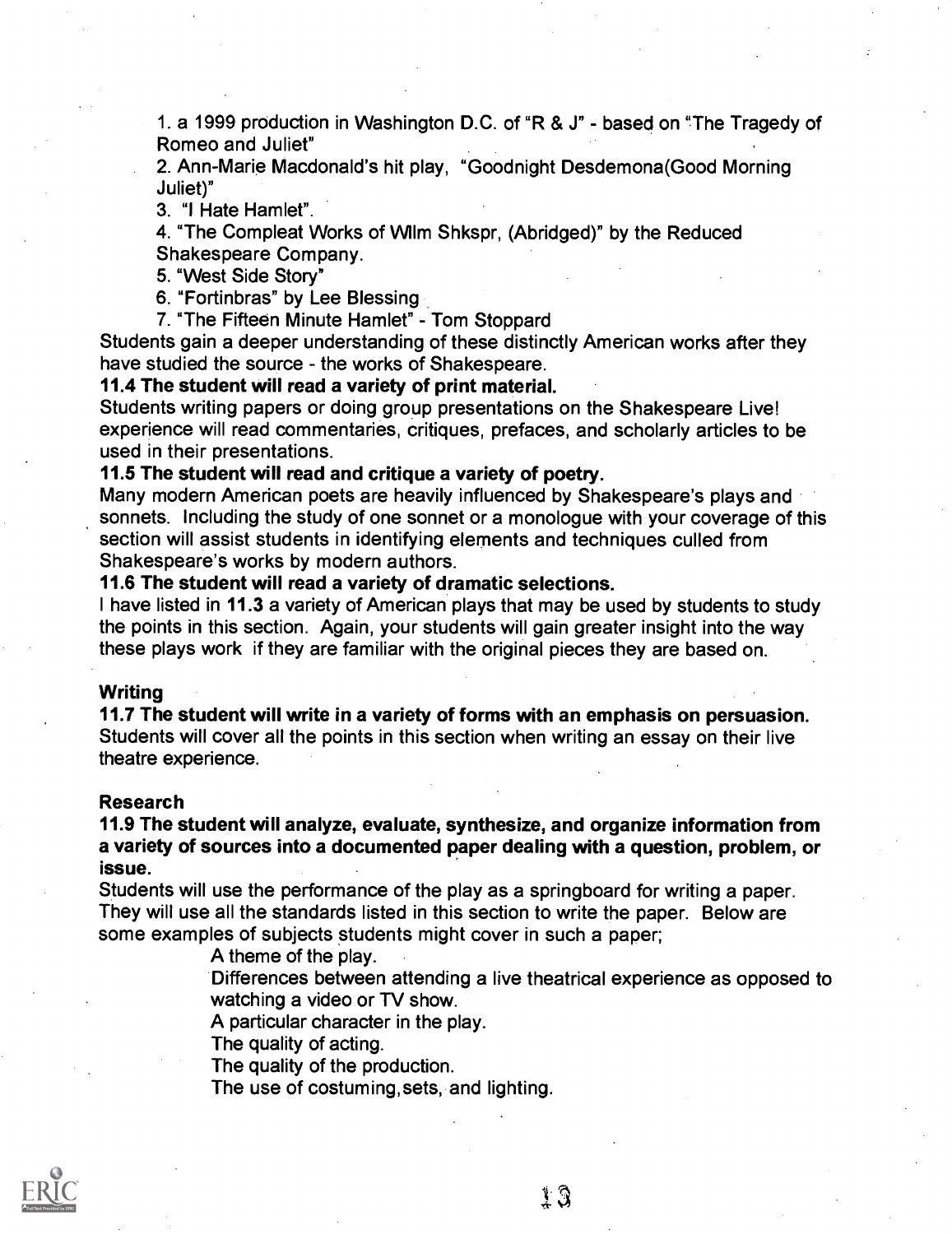1. a 1999 production in Washington D.C. of "R & J" - based on "The Tragedy of Romeo and Juliet"
2. Ann-Marie Macdonald's hit play, "Goodnight Desdemona(Good Morning Juliet)"
3. "I Hate Hamlet".
4. "The Compleat Works of Wllm Shkspr, (Abridged)" by the Reduced Shakespeare Company.
5. "West Side Story"
6. "Fortinbras" by Lee Blessing
7. "The Fifteen Minute Hamlet" - Tom Stoppard

Students gain a deeper understanding of these distinctly American works after they have studied the source - the works of Shakespeare.

**11.4 The student will read a variety of print material.**
Students writing papers or doing group presentations on the Shakespeare Live! experience will read commentaries, critiques, prefaces, and scholarly articles to be used in their presentations.

**11.5 The student will read and critique a variety of poetry.**
Many modern American poets are heavily influenced by Shakespeare's plays and sonnets. Including the study of one sonnet or a monologue with your coverage of this section will assist students in identifying elements and techniques culled from Shakespeare's works by modern authors.

**11.6 The student will read a variety of dramatic selections.**
I have listed in **11.3** a variety of American plays that may be used by students to study the points in this section. Again, your students will gain greater insight into the way these plays work if they are familiar with the original pieces they are based on.

**Writing**

**11.7 The student will write in a variety of forms with an emphasis on persuasion.**
Students will cover all the points in this section when writing an essay on their live theatre experience.

**Research**

**11.9 The student will analyze, evaluate, synthesize, and organize information from a variety of sources into a documented paper dealing with a question, problem, or issue.**
Students will use the performance of the play as a springboard for writing a paper. They will use all the standards listed in this section to write the paper. Below are some examples of subjects students might cover in such a paper;

A theme of the play.
Differences between attending a live theatrical experience as opposed to watching a video or TV show.
A particular character in the play.
The quality of acting.
The quality of the production.
The use of costuming,sets, and lighting.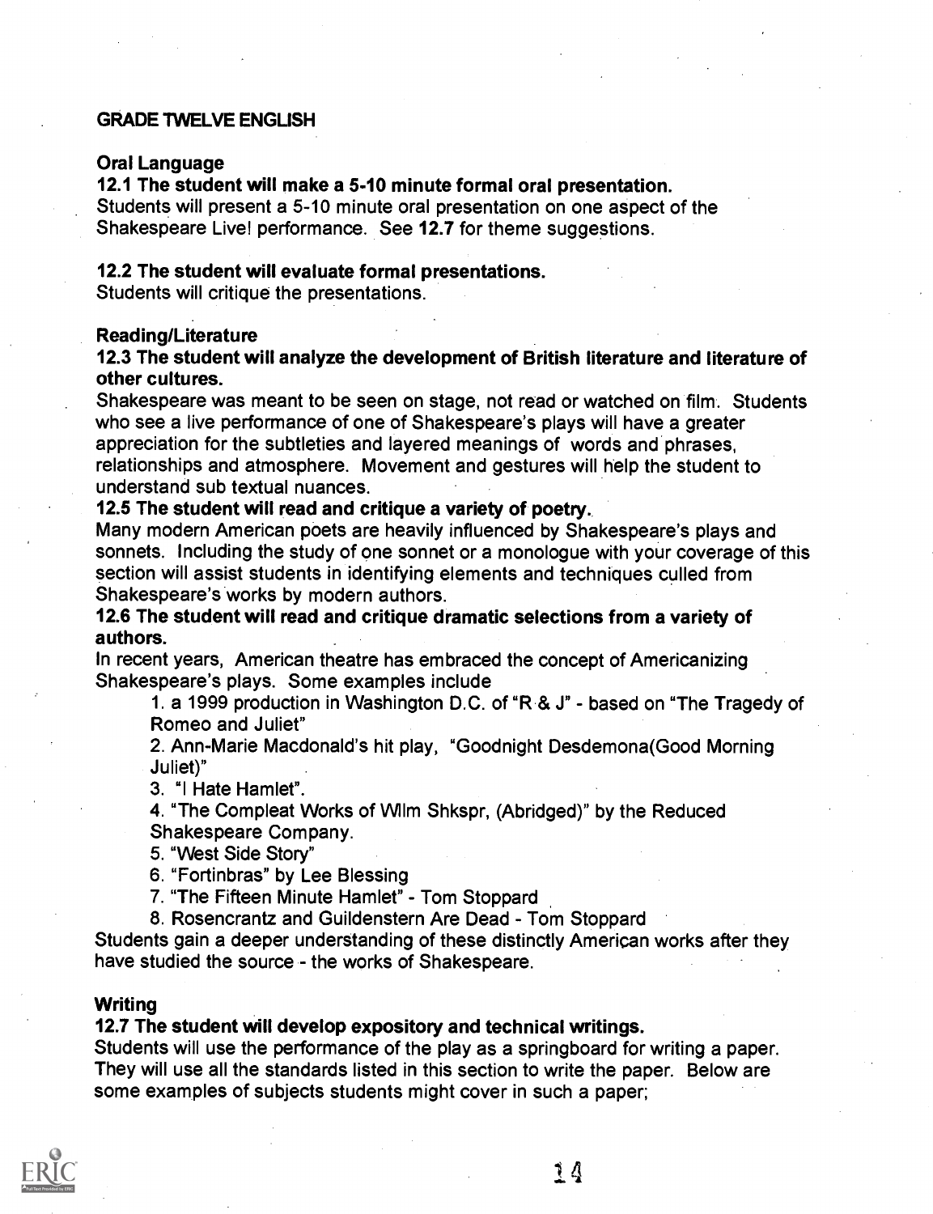## GRADE TWELVE ENGLISH

### Oral Language

**12.1 The student will make a 5-10 minute formal oral presentation.**

Students will present a 5-10 minute oral presentation on one aspect of the Shakespeare Live! performance. See **12.7** for theme suggestions.

**12.2 The student will evaluate formal presentations.**

Students will critique the presentations.

### Reading/Literature

**12.3 The student will analyze the development of British literature and literature of other cultures.**

Shakespeare was meant to be seen on stage, not read or watched on film. Students who see a live performance of one of Shakespeare's plays will have a greater appreciation for the subtleties and layered meanings of words and phrases, relationships and atmosphere. Movement and gestures will help the student to understand sub textual nuances.

**12.5 The student will read and critique a variety of poetry.**

Many modern American poets are heavily influenced by Shakespeare's plays and sonnets. Including the study of one sonnet or a monologue with your coverage of this section will assist students in identifying elements and techniques culled from Shakespeare's works by modern authors.

**12.6 The student will read and critique dramatic selections from a variety of authors.**

In recent years, American theatre has embraced the concept of Americanizing Shakespeare's plays. Some examples include

1. a 1999 production in Washington D.C. of "R & J" - based on "The Tragedy of Romeo and Juliet"
2. Ann-Marie Macdonald's hit play, "Goodnight Desdemona(Good Morning Juliet)"
3. "I Hate Hamlet".
4. "The Compleat Works of Wllm Shkspr, (Abridged)" by the Reduced Shakespeare Company.
5. "West Side Story"
6. "Fortinbras" by Lee Blessing
7. "The Fifteen Minute Hamlet" - Tom Stoppard
8. Rosencrantz and Guildenstern Are Dead - Tom Stoppard

Students gain a deeper understanding of these distinctly American works after they have studied the source - the works of Shakespeare.

### Writing

**12.7 The student will develop expository and technical writings.**

Students will use the performance of the play as a springboard for writing a paper. They will use all the standards listed in this section to write the paper. Below are some examples of subjects students might cover in such a paper;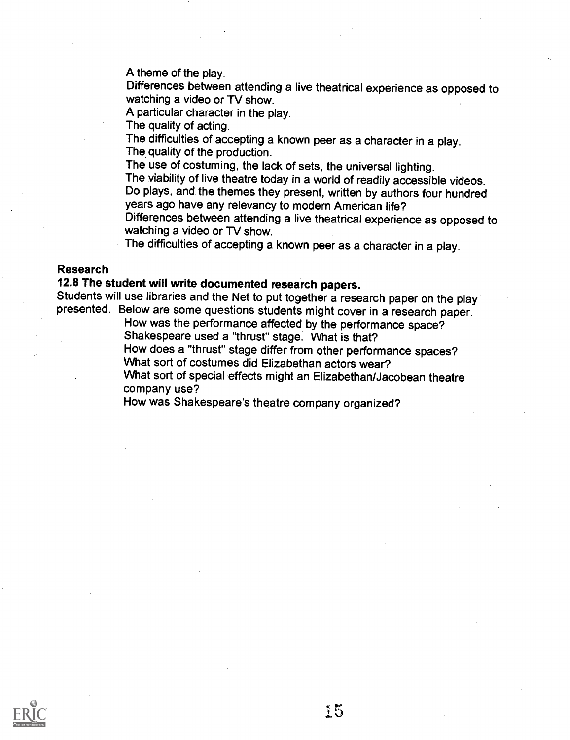A theme of the play.
Differences between attending a live theatrical experience as opposed to watching a video or TV show.
A particular character in the play.
The quality of acting.
The difficulties of accepting a known peer as a character in a play.
The quality of the production.
The use of costuming, the lack of sets, the universal lighting.
The viability of live theatre today in a world of readily accessible videos.
Do plays, and the themes they present, written by authors four hundred years ago have any relevancy to modern American life?
Differences between attending a live theatrical experience as opposed to watching a video or TV show.
The difficulties of accepting a known peer as a character in a play.

**Research**

**12.8 The student will write documented research papers.**

Students will use libraries and the Net to put together a research paper on the play presented. Below are some questions students might cover in a research paper.

How was the performance affected by the performance space?
Shakespeare used a "thrust" stage. What is that?
How does a "thrust" stage differ from other performance spaces?
What sort of costumes did Elizabethan actors wear?
What sort of special effects might an Elizabethan/Jacobean theatre company use?
How was Shakespeare's theatre company organized?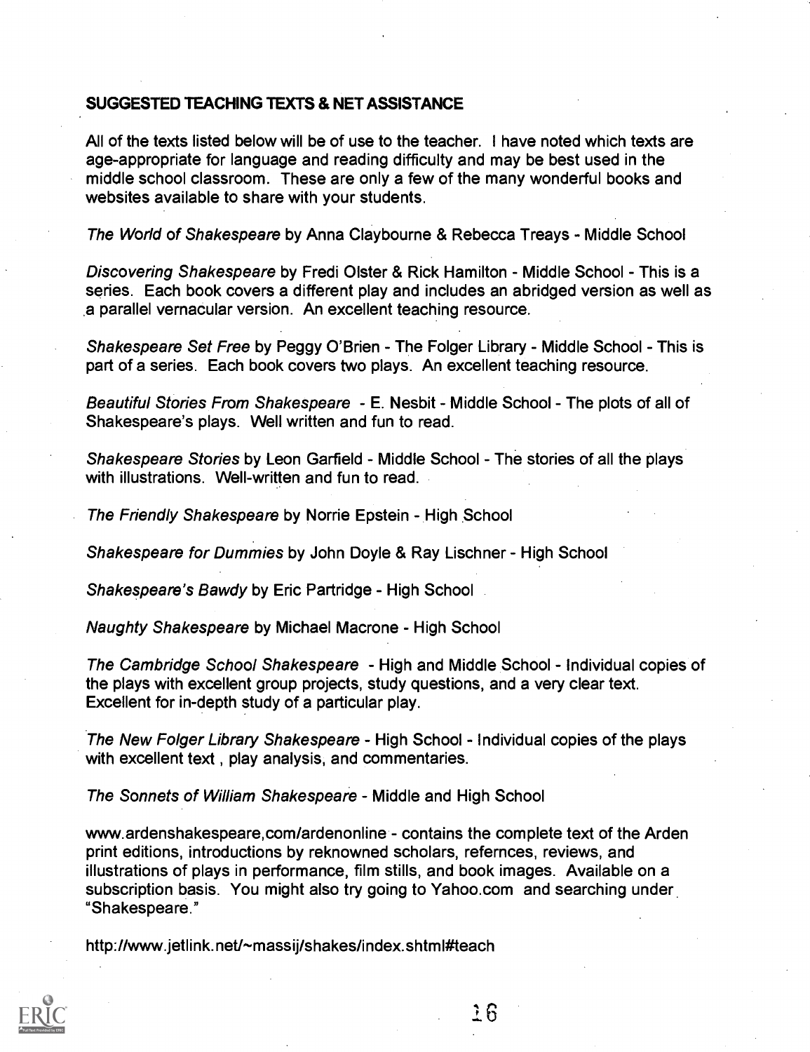**SUGGESTED TEACHING TEXTS & NET ASSISTANCE**

All of the texts listed below will be of use to the teacher. I have noted which texts are age-appropriate for language and reading difficulty and may be best used in the middle school classroom. These are only a few of the many wonderful books and websites available to share with your students.

*The World of Shakespeare* by Anna Claybourne & Rebecca Treays - Middle School

*Discovering Shakespeare* by Fredi Olster & Rick Hamilton - Middle School - This is a series. Each book covers a different play and includes an abridged version as well as a parallel vernacular version. An excellent teaching resource.

*Shakespeare Set Free* by Peggy O'Brien - The Folger Library - Middle School - This is part of a series. Each book covers two plays. An excellent teaching resource.

*Beautiful Stories From Shakespeare* - E. Nesbit - Middle School - The plots of all of Shakespeare's plays. Well written and fun to read.

*Shakespeare Stories* by Leon Garfield - Middle School - The stories of all the plays with illustrations. Well-written and fun to read.

*The Friendly Shakespeare* by Norrie Epstein - High School

*Shakespeare for Dummies* by John Doyle & Ray Lischner - High School

*Shakespeare's Bawdy* by Eric Partridge - High School

*Naughty Shakespeare* by Michael Macrone - High School

*The Cambridge School Shakespeare* - High and Middle School - Individual copies of the plays with excellent group projects, study questions, and a very clear text. Excellent for in-depth study of a particular play.

*The New Folger Library Shakespeare* - High School - Individual copies of the plays with excellent text , play analysis, and commentaries.

*The Sonnets of William Shakespeare* - Middle and High School

www.ardenshakespeare,com/ardenonline - contains the complete text of the Arden print editions, introductions by reknowned scholars, refernces, reviews, and illustrations of plays in performance, film stills, and book images. Available on a subscription basis. You might also try going to Yahoo.com and searching under "Shakespeare."

http://www.jetlink.net/~massij/shakes/index.shtml#teach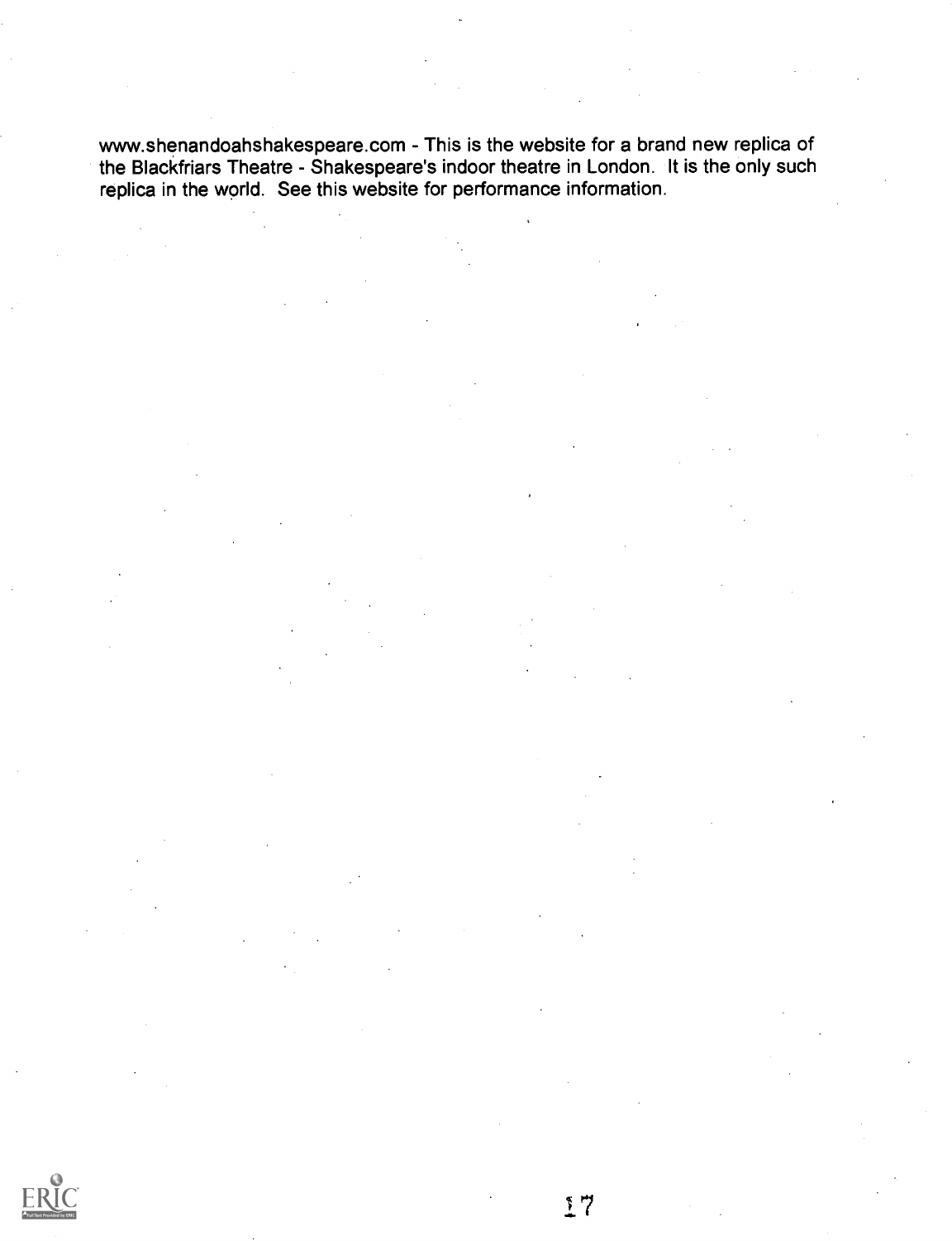www.shenandoahshakespeare.com - This is the website for a brand new replica of the Blackfriars Theatre - Shakespeare's indoor theatre in London. It is the only such replica in the world. See this website for performance information.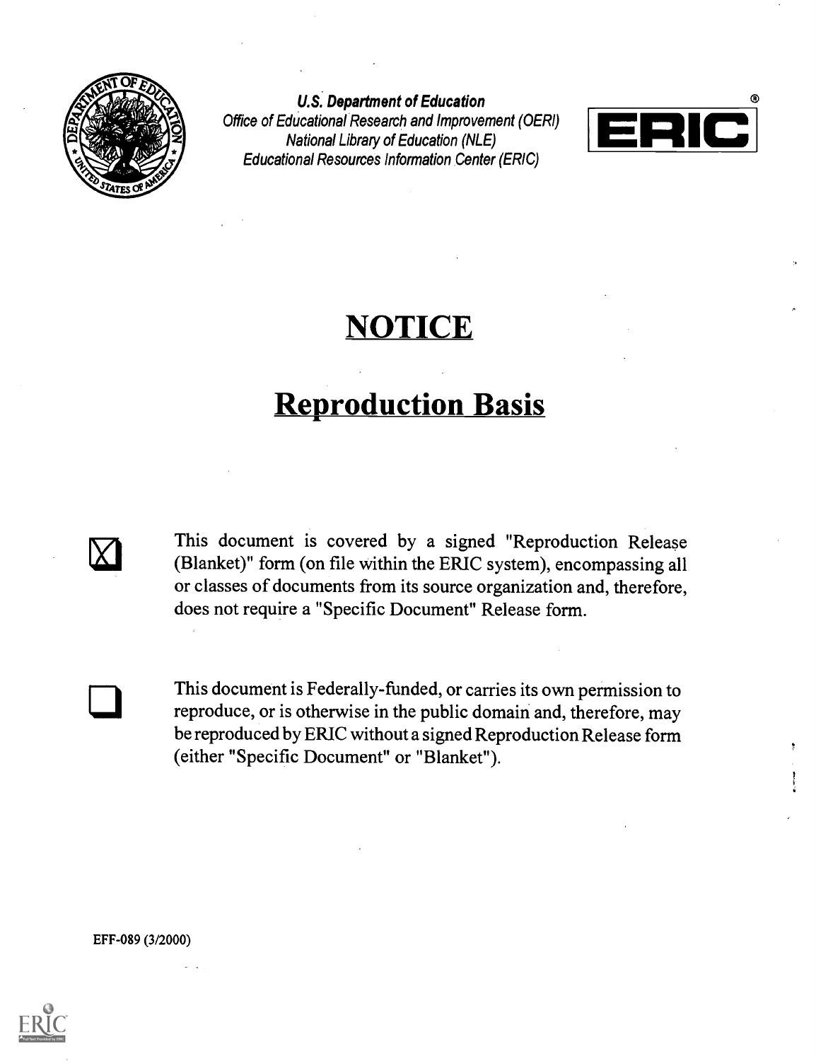U.S. Department of Education
*Office of Educational Research and Improvement (OERI)*
*National Library of Education (NLE)*
*Educational Resources Information Center (ERIC)*

# NOTICE

# Reproduction Basis

- [x] This document is covered by a signed "Reproduction Release (Blanket)" form (on file within the ERIC system), encompassing all or classes of documents from its source organization and, therefore, does not require a "Specific Document" Release form.

- [ ] This document is Federally-funded, or carries its own permission to reproduce, or is otherwise in the public domain and, therefore, may be reproduced by ERIC without a signed Reproduction Release form (either "Specific Document" or "Blanket").

EFF-089 (3/2000)